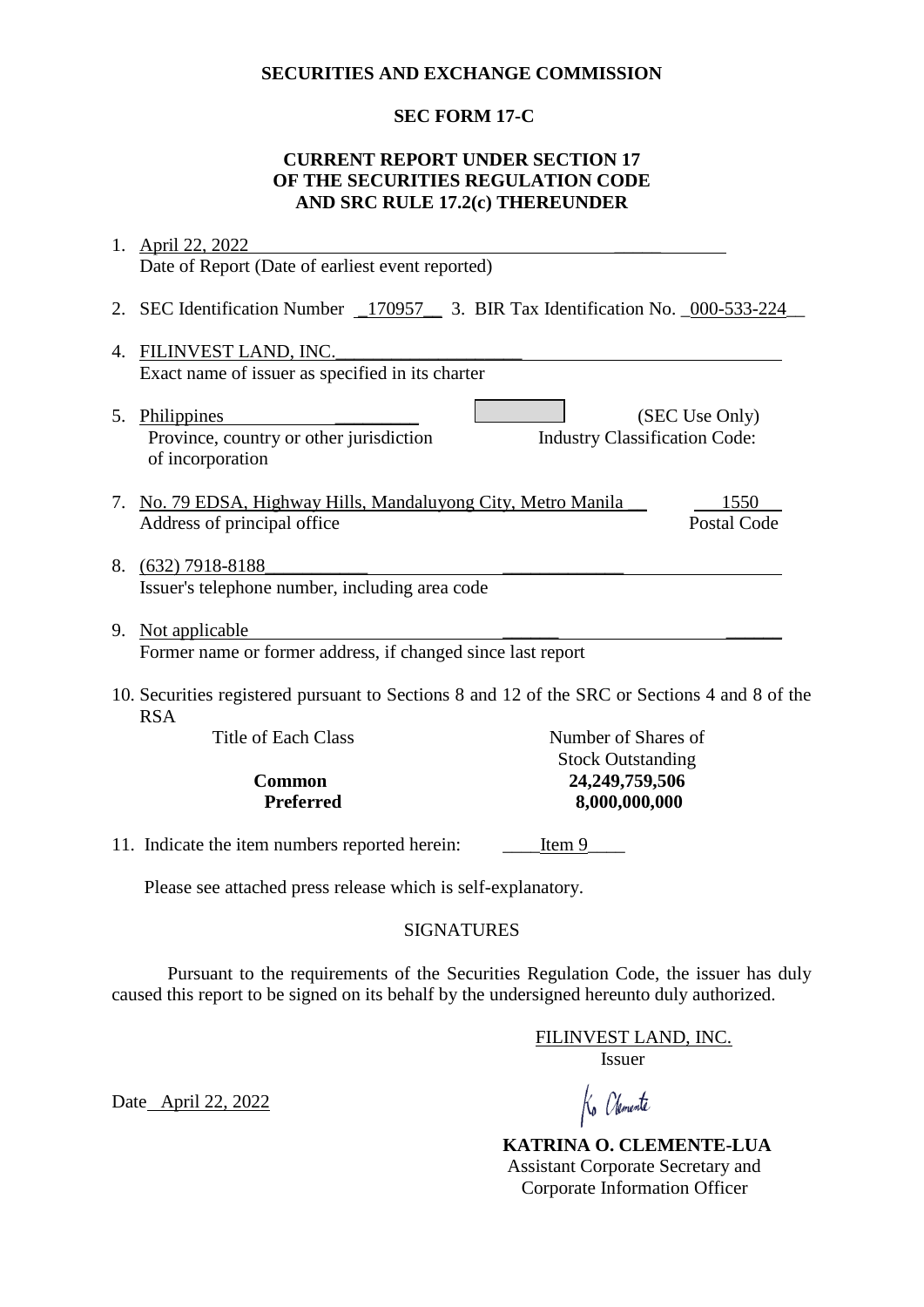**SECURITIES AND EXCHANGE COMMISSION**

**SEC FORM 17-C**

**CURRENT REPORT UNDER SECTION 17
OF THE SECURITIES REGULATION CODE
AND SRC RULE 17.2(c) THEREUNDER**

1. April 22, 2022
   Date of Report (Date of earliest event reported)

2. SEC Identification Number 170957 3. BIR Tax Identification No. 000-533-224

4. FILINVEST LAND, INC.
   Exact name of issuer as specified in its charter

5. Philippines
   Province, country or other jurisdiction of incorporation

6. (SEC Use Only)
   Industry Classification Code:

7. No. 79 EDSA, Highway Hills, Mandaluyong City, Metro Manila 1550
   Address of principal office Postal Code

8. (632) 7918-8188
   Issuer's telephone number, including area code

9. Not applicable
   Former name or former address, if changed since last report

10. Securities registered pursuant to Sections 8 and 12 of the SRC or Sections 4 and 8 of the RSA

| Title of Each Class | Number of Shares of Stock Outstanding |
|---|---|
| **Common** | **24,249,759,506** |
| **Preferred** | **8,000,000,000** |

11. Indicate the item numbers reported herein: Item 9

Please see attached press release which is self-explanatory.

SIGNATURES

Pursuant to the requirements of the Securities Regulation Code, the issuer has duly caused this report to be signed on its behalf by the undersigned hereunto duly authorized.

FILINVEST LAND, INC.
Issuer

Date April 22, 2022

**KATRINA O. CLEMENTE-LUA**
Assistant Corporate Secretary and
Corporate Information Officer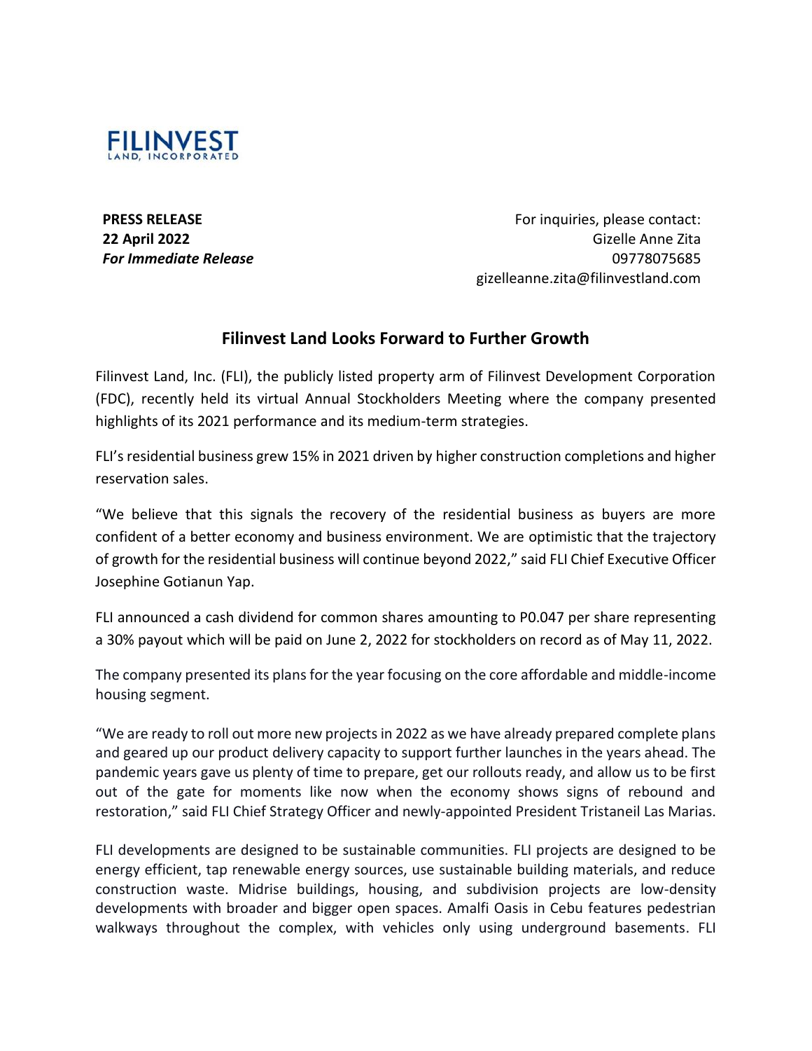**FILINVEST**
LAND, INCORPORATED

**PRESS RELEASE**
**22 April 2022**
***For Immediate Release***

For inquiries, please contact:
Gizelle Anne Zita
09778075685
gizelleanne.zita@filinvestland.com

## Filinvest Land Looks Forward to Further Growth

Filinvest Land, Inc. (FLI), the publicly listed property arm of Filinvest Development Corporation (FDC), recently held its virtual Annual Stockholders Meeting where the company presented highlights of its 2021 performance and its medium-term strategies.

FLI's residential business grew 15% in 2021 driven by higher construction completions and higher reservation sales.

"We believe that this signals the recovery of the residential business as buyers are more confident of a better economy and business environment. We are optimistic that the trajectory of growth for the residential business will continue beyond 2022," said FLI Chief Executive Officer Josephine Gotianun Yap.

FLI announced a cash dividend for common shares amounting to P0.047 per share representing a 30% payout which will be paid on June 2, 2022 for stockholders on record as of May 11, 2022.

The company presented its plans for the year focusing on the core affordable and middle-income housing segment.

"We are ready to roll out more new projects in 2022 as we have already prepared complete plans and geared up our product delivery capacity to support further launches in the years ahead. The pandemic years gave us plenty of time to prepare, get our rollouts ready, and allow us to be first out of the gate for moments like now when the economy shows signs of rebound and restoration," said FLI Chief Strategy Officer and newly-appointed President Tristaneil Las Marias.

FLI developments are designed to be sustainable communities. FLI projects are designed to be energy efficient, tap renewable energy sources, use sustainable building materials, and reduce construction waste. Midrise buildings, housing, and subdivision projects are low-density developments with broader and bigger open spaces. Amalfi Oasis in Cebu features pedestrian walkways throughout the complex, with vehicles only using underground basements. FLI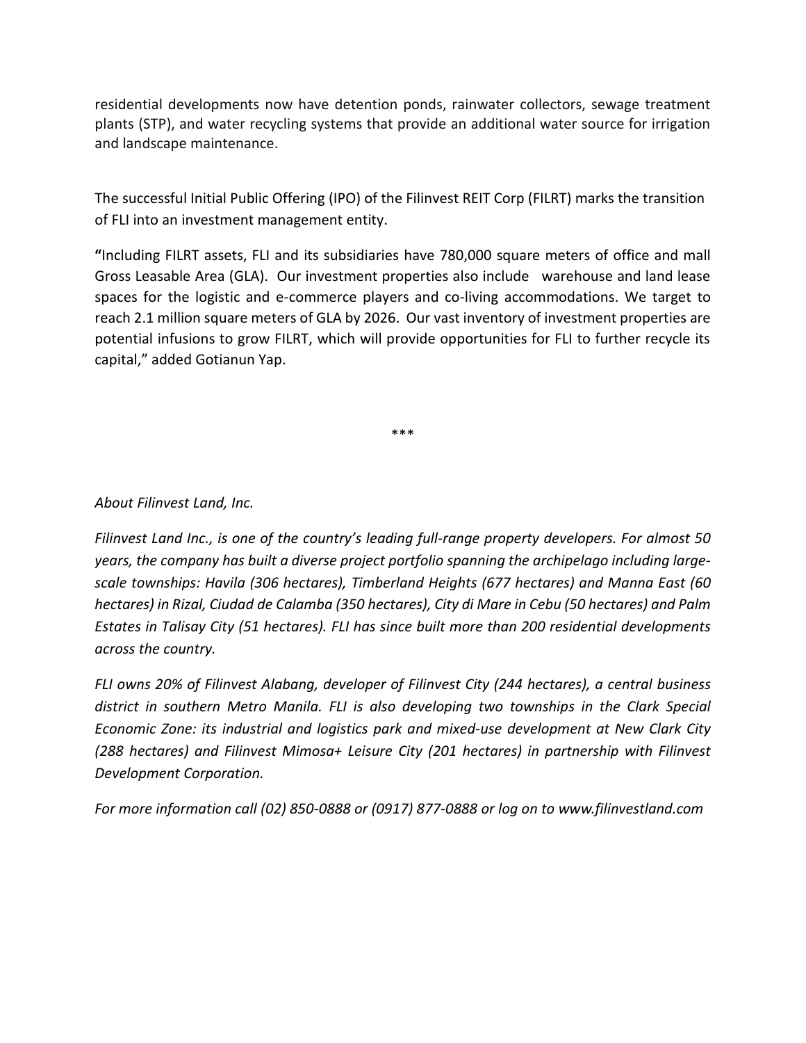residential developments now have detention ponds, rainwater collectors, sewage treatment plants (STP), and water recycling systems that provide an additional water source for irrigation and landscape maintenance.

The successful Initial Public Offering (IPO) of the Filinvest REIT Corp (FILRT) marks the transition of FLI into an investment management entity.

"Including FILRT assets, FLI and its subsidiaries have 780,000 square meters of office and mall Gross Leasable Area (GLA). Our investment properties also include warehouse and land lease spaces for the logistic and e-commerce players and co-living accommodations. We target to reach 2.1 million square meters of GLA by 2026. Our vast inventory of investment properties are potential infusions to grow FILRT, which will provide opportunities for FLI to further recycle its capital," added Gotianun Yap.

***

*About Filinvest Land, Inc.*

*Filinvest Land Inc., is one of the country's leading full-range property developers. For almost 50 years, the company has built a diverse project portfolio spanning the archipelago including large-scale townships: Havila (306 hectares), Timberland Heights (677 hectares) and Manna East (60 hectares) in Rizal, Ciudad de Calamba (350 hectares), City di Mare in Cebu (50 hectares) and Palm Estates in Talisay City (51 hectares). FLI has since built more than 200 residential developments across the country.*

*FLI owns 20% of Filinvest Alabang, developer of Filinvest City (244 hectares), a central business district in southern Metro Manila. FLI is also developing two townships in the Clark Special Economic Zone: its industrial and logistics park and mixed-use development at New Clark City (288 hectares) and Filinvest Mimosa+ Leisure City (201 hectares) in partnership with Filinvest Development Corporation.*

*For more information call (02) 850-0888 or (0917) 877-0888 or log on to www.filinvestland.com*